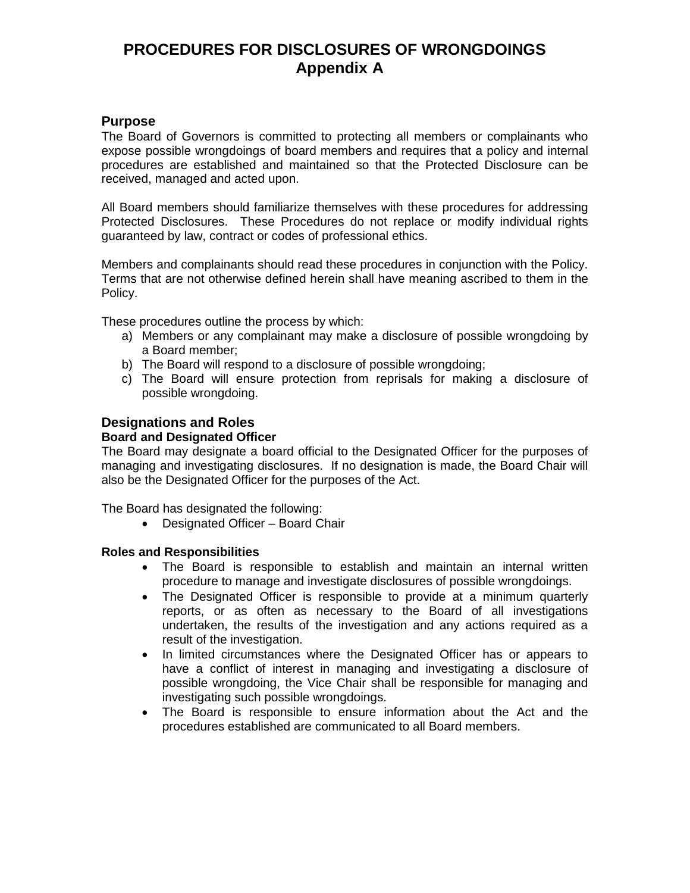# PROCEDURES FOR DISCLOSURES OF WRONGDOINGS
# Appendix A

## Purpose

The Board of Governors is committed to protecting all members or complainants who expose possible wrongdoings of board members and requires that a policy and internal procedures are established and maintained so that the Protected Disclosure can be received, managed and acted upon.

All Board members should familiarize themselves with these procedures for addressing Protected Disclosures. These Procedures do not replace or modify individual rights guaranteed by law, contract or codes of professional ethics.

Members and complainants should read these procedures in conjunction with the Policy. Terms that are not otherwise defined herein shall have meaning ascribed to them in the Policy.

These procedures outline the process by which:

a) Members or any complainant may make a disclosure of possible wrongdoing by a Board member;
b) The Board will respond to a disclosure of possible wrongdoing;
c) The Board will ensure protection from reprisals for making a disclosure of possible wrongdoing.

## Designations and Roles

### Board and Designated Officer

The Board may designate a board official to the Designated Officer for the purposes of managing and investigating disclosures. If no designation is made, the Board Chair will also be the Designated Officer for the purposes of the Act.

The Board has designated the following:

- Designated Officer – Board Chair

### Roles and Responsibilities

- The Board is responsible to establish and maintain an internal written procedure to manage and investigate disclosures of possible wrongdoings.
- The Designated Officer is responsible to provide at a minimum quarterly reports, or as often as necessary to the Board of all investigations undertaken, the results of the investigation and any actions required as a result of the investigation.
- In limited circumstances where the Designated Officer has or appears to have a conflict of interest in managing and investigating a disclosure of possible wrongdoing, the Vice Chair shall be responsible for managing and investigating such possible wrongdoings.
- The Board is responsible to ensure information about the Act and the procedures established are communicated to all Board members.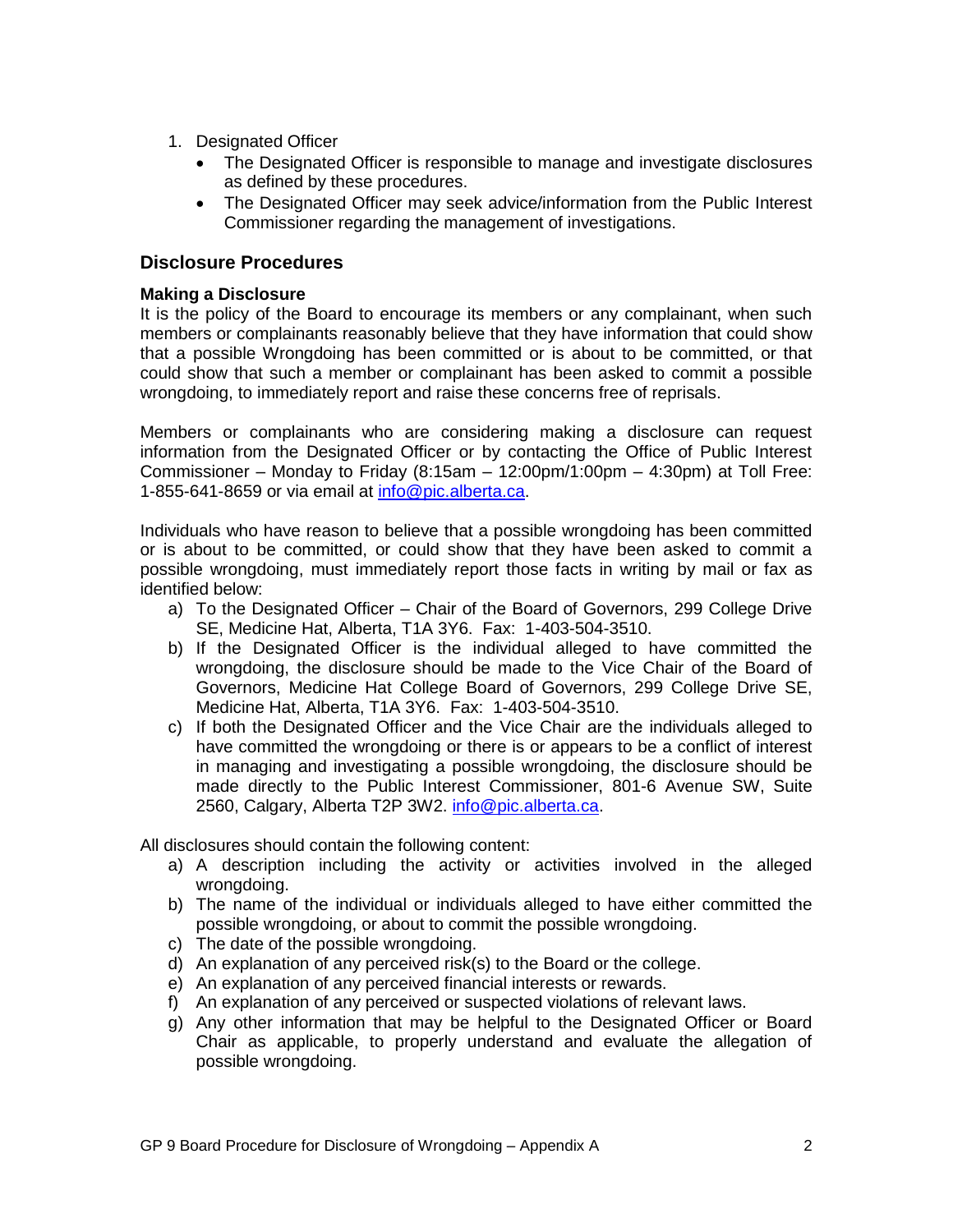1. Designated Officer
   - The Designated Officer is responsible to manage and investigate disclosures as defined by these procedures.
   - The Designated Officer may seek advice/information from the Public Interest Commissioner regarding the management of investigations.

## Disclosure Procedures

### Making a Disclosure

It is the policy of the Board to encourage its members or any complainant, when such members or complainants reasonably believe that they have information that could show that a possible Wrongdoing has been committed or is about to be committed, or that could show that such a member or complainant has been asked to commit a possible wrongdoing, to immediately report and raise these concerns free of reprisals.

Members or complainants who are considering making a disclosure can request information from the Designated Officer or by contacting the Office of Public Interest Commissioner – Monday to Friday (8:15am – 12:00pm/1:00pm – 4:30pm) at Toll Free: 1-855-641-8659 or via email at info@pic.alberta.ca.

Individuals who have reason to believe that a possible wrongdoing has been committed or is about to be committed, or could show that they have been asked to commit a possible wrongdoing, must immediately report those facts in writing by mail or fax as identified below:

a) To the Designated Officer – Chair of the Board of Governors, 299 College Drive SE, Medicine Hat, Alberta, T1A 3Y6. Fax: 1-403-504-3510.
b) If the Designated Officer is the individual alleged to have committed the wrongdoing, the disclosure should be made to the Vice Chair of the Board of Governors, Medicine Hat College Board of Governors, 299 College Drive SE, Medicine Hat, Alberta, T1A 3Y6. Fax: 1-403-504-3510.
c) If both the Designated Officer and the Vice Chair are the individuals alleged to have committed the wrongdoing or there is or appears to be a conflict of interest in managing and investigating a possible wrongdoing, the disclosure should be made directly to the Public Interest Commissioner, 801-6 Avenue SW, Suite 2560, Calgary, Alberta T2P 3W2. info@pic.alberta.ca.

All disclosures should contain the following content:

a) A description including the activity or activities involved in the alleged wrongdoing.
b) The name of the individual or individuals alleged to have either committed the possible wrongdoing, or about to commit the possible wrongdoing.
c) The date of the possible wrongdoing.
d) An explanation of any perceived risk(s) to the Board or the college.
e) An explanation of any perceived financial interests or rewards.
f) An explanation of any perceived or suspected violations of relevant laws.
g) Any other information that may be helpful to the Designated Officer or Board Chair as applicable, to properly understand and evaluate the allegation of possible wrongdoing.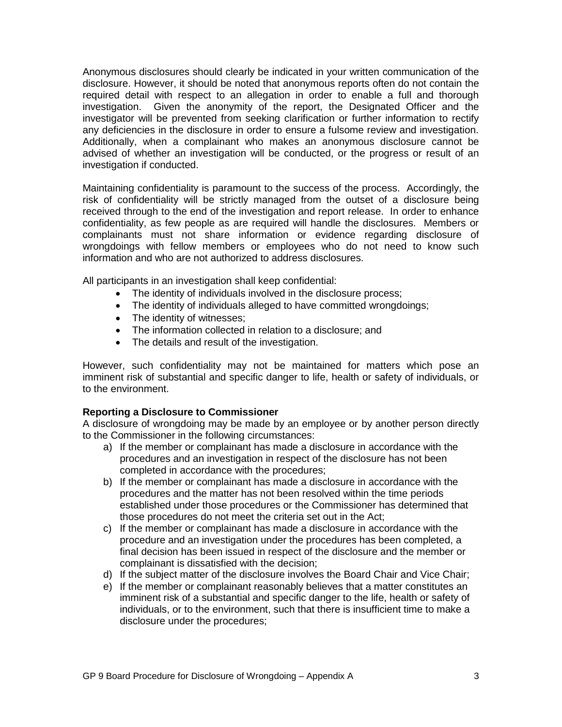Anonymous disclosures should clearly be indicated in your written communication of the disclosure. However, it should be noted that anonymous reports often do not contain the required detail with respect to an allegation in order to enable a full and thorough investigation. Given the anonymity of the report, the Designated Officer and the investigator will be prevented from seeking clarification or further information to rectify any deficiencies in the disclosure in order to ensure a fulsome review and investigation. Additionally, when a complainant who makes an anonymous disclosure cannot be advised of whether an investigation will be conducted, or the progress or result of an investigation if conducted.

Maintaining confidentiality is paramount to the success of the process. Accordingly, the risk of confidentiality will be strictly managed from the outset of a disclosure being received through to the end of the investigation and report release. In order to enhance confidentiality, as few people as are required will handle the disclosures. Members or complainants must not share information or evidence regarding disclosure of wrongdoings with fellow members or employees who do not need to know such information and who are not authorized to address disclosures.

All participants in an investigation shall keep confidential:

- The identity of individuals involved in the disclosure process;
- The identity of individuals alleged to have committed wrongdoings;
- The identity of witnesses;
- The information collected in relation to a disclosure; and
- The details and result of the investigation.

However, such confidentiality may not be maintained for matters which pose an imminent risk of substantial and specific danger to life, health or safety of individuals, or to the environment.

**Reporting a Disclosure to Commissioner**

A disclosure of wrongdoing may be made by an employee or by another person directly to the Commissioner in the following circumstances:

a) If the member or complainant has made a disclosure in accordance with the procedures and an investigation in respect of the disclosure has not been completed in accordance with the procedures;
b) If the member or complainant has made a disclosure in accordance with the procedures and the matter has not been resolved within the time periods established under those procedures or the Commissioner has determined that those procedures do not meet the criteria set out in the Act;
c) If the member or complainant has made a disclosure in accordance with the procedure and an investigation under the procedures has been completed, a final decision has been issued in respect of the disclosure and the member or complainant is dissatisfied with the decision;
d) If the subject matter of the disclosure involves the Board Chair and Vice Chair;
e) If the member or complainant reasonably believes that a matter constitutes an imminent risk of a substantial and specific danger to the life, health or safety of individuals, or to the environment, such that there is insufficient time to make a disclosure under the procedures;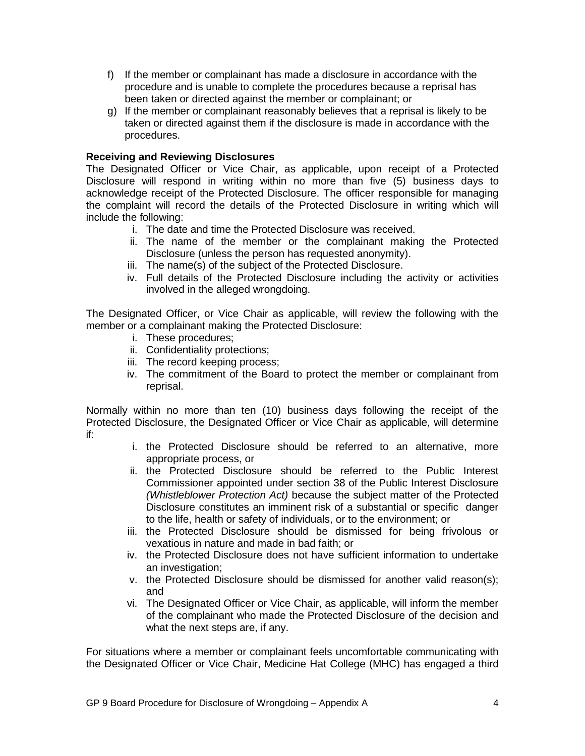f) If the member or complainant has made a disclosure in accordance with the procedure and is unable to complete the procedures because a reprisal has been taken or directed against the member or complainant; or

g) If the member or complainant reasonably believes that a reprisal is likely to be taken or directed against them if the disclosure is made in accordance with the procedures.

**Receiving and Reviewing Disclosures**

The Designated Officer or Vice Chair, as applicable, upon receipt of a Protected Disclosure will respond in writing within no more than five (5) business days to acknowledge receipt of the Protected Disclosure. The officer responsible for managing the complaint will record the details of the Protected Disclosure in writing which will include the following:

i. The date and time the Protected Disclosure was received.
ii. The name of the member or the complainant making the Protected Disclosure (unless the person has requested anonymity).
iii. The name(s) of the subject of the Protected Disclosure.
iv. Full details of the Protected Disclosure including the activity or activities involved in the alleged wrongdoing.

The Designated Officer, or Vice Chair as applicable, will review the following with the member or a complainant making the Protected Disclosure:

i. These procedures;
ii. Confidentiality protections;
iii. The record keeping process;
iv. The commitment of the Board to protect the member or complainant from reprisal.

Normally within no more than ten (10) business days following the receipt of the Protected Disclosure, the Designated Officer or Vice Chair as applicable, will determine if:

i. the Protected Disclosure should be referred to an alternative, more appropriate process, or
ii. the Protected Disclosure should be referred to the Public Interest Commissioner appointed under section 38 of the Public Interest Disclosure *(Whistleblower Protection Act)* because the subject matter of the Protected Disclosure constitutes an imminent risk of a substantial or specific danger to the life, health or safety of individuals, or to the environment; or
iii. the Protected Disclosure should be dismissed for being frivolous or vexatious in nature and made in bad faith; or
iv. the Protected Disclosure does not have sufficient information to undertake an investigation;
v. the Protected Disclosure should be dismissed for another valid reason(s); and
vi. The Designated Officer or Vice Chair, as applicable, will inform the member of the complainant who made the Protected Disclosure of the decision and what the next steps are, if any.

For situations where a member or complainant feels uncomfortable communicating with the Designated Officer or Vice Chair, Medicine Hat College (MHC) has engaged a third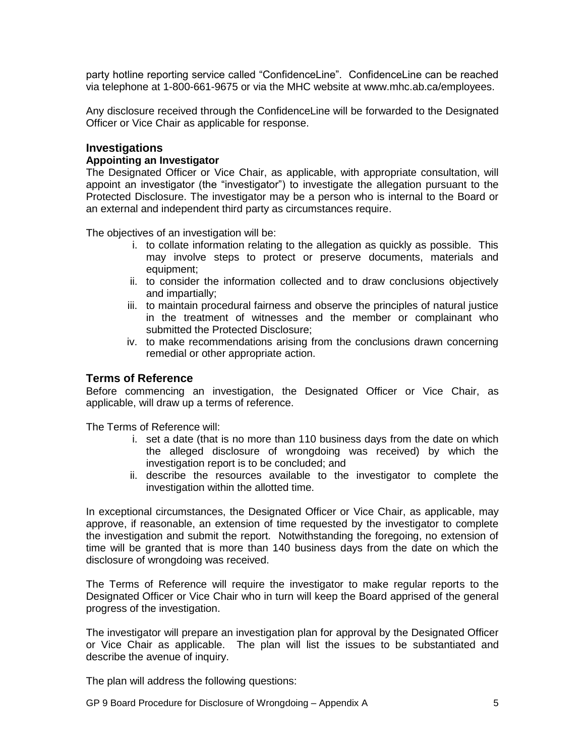party hotline reporting service called “ConfidenceLine”. ConfidenceLine can be reached via telephone at 1-800-661-9675 or via the MHC website at www.mhc.ab.ca/employees.

Any disclosure received through the ConfidenceLine will be forwarded to the Designated Officer or Vice Chair as applicable for response.

## Investigations

**Appointing an Investigator**

The Designated Officer or Vice Chair, as applicable, with appropriate consultation, will appoint an investigator (the “investigator”) to investigate the allegation pursuant to the Protected Disclosure. The investigator may be a person who is internal to the Board or an external and independent third party as circumstances require.

The objectives of an investigation will be:

i. to collate information relating to the allegation as quickly as possible. This may involve steps to protect or preserve documents, materials and equipment;
ii. to consider the information collected and to draw conclusions objectively and impartially;
iii. to maintain procedural fairness and observe the principles of natural justice in the treatment of witnesses and the member or complainant who submitted the Protected Disclosure;
iv. to make recommendations arising from the conclusions drawn concerning remedial or other appropriate action.

## Terms of Reference

Before commencing an investigation, the Designated Officer or Vice Chair, as applicable, will draw up a terms of reference.

The Terms of Reference will:

i. set a date (that is no more than 110 business days from the date on which the alleged disclosure of wrongdoing was received) by which the investigation report is to be concluded; and
ii. describe the resources available to the investigator to complete the investigation within the allotted time.

In exceptional circumstances, the Designated Officer or Vice Chair, as applicable, may approve, if reasonable, an extension of time requested by the investigator to complete the investigation and submit the report. Notwithstanding the foregoing, no extension of time will be granted that is more than 140 business days from the date on which the disclosure of wrongdoing was received.

The Terms of Reference will require the investigator to make regular reports to the Designated Officer or Vice Chair who in turn will keep the Board apprised of the general progress of the investigation.

The investigator will prepare an investigation plan for approval by the Designated Officer or Vice Chair as applicable. The plan will list the issues to be substantiated and describe the avenue of inquiry.

The plan will address the following questions: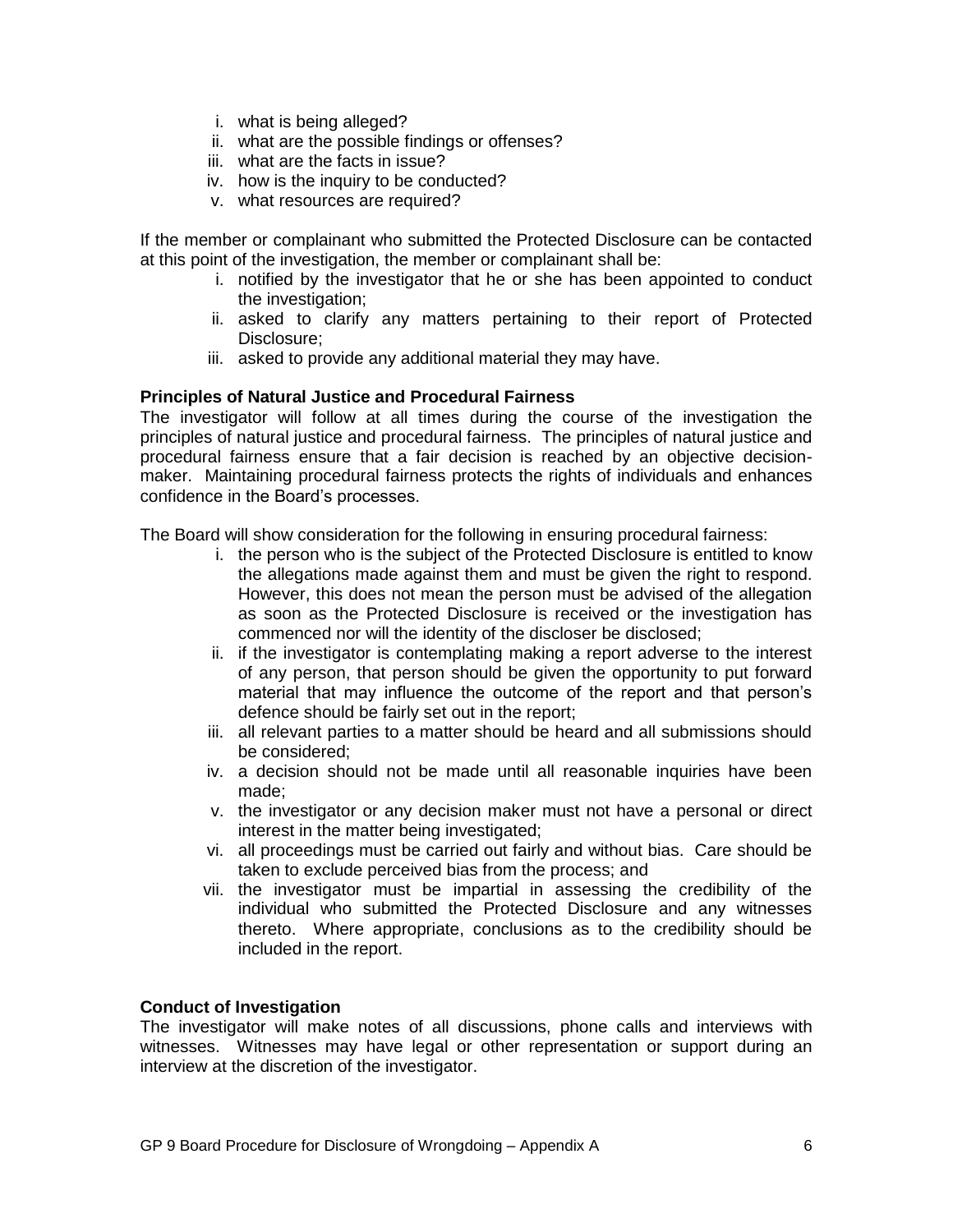i. what is being alleged?
ii. what are the possible findings or offenses?
iii. what are the facts in issue?
iv. how is the inquiry to be conducted?
v. what resources are required?

If the member or complainant who submitted the Protected Disclosure can be contacted at this point of the investigation, the member or complainant shall be:

i. notified by the investigator that he or she has been appointed to conduct the investigation;
ii. asked to clarify any matters pertaining to their report of Protected Disclosure;
iii. asked to provide any additional material they may have.

**Principles of Natural Justice and Procedural Fairness**

The investigator will follow at all times during the course of the investigation the principles of natural justice and procedural fairness. The principles of natural justice and procedural fairness ensure that a fair decision is reached by an objective decision-maker. Maintaining procedural fairness protects the rights of individuals and enhances confidence in the Board's processes.

The Board will show consideration for the following in ensuring procedural fairness:

i. the person who is the subject of the Protected Disclosure is entitled to know the allegations made against them and must be given the right to respond. However, this does not mean the person must be advised of the allegation as soon as the Protected Disclosure is received or the investigation has commenced nor will the identity of the discloser be disclosed;
ii. if the investigator is contemplating making a report adverse to the interest of any person, that person should be given the opportunity to put forward material that may influence the outcome of the report and that person's defence should be fairly set out in the report;
iii. all relevant parties to a matter should be heard and all submissions should be considered;
iv. a decision should not be made until all reasonable inquiries have been made;
v. the investigator or any decision maker must not have a personal or direct interest in the matter being investigated;
vi. all proceedings must be carried out fairly and without bias. Care should be taken to exclude perceived bias from the process; and
vii. the investigator must be impartial in assessing the credibility of the individual who submitted the Protected Disclosure and any witnesses thereto. Where appropriate, conclusions as to the credibility should be included in the report.

**Conduct of Investigation**

The investigator will make notes of all discussions, phone calls and interviews with witnesses. Witnesses may have legal or other representation or support during an interview at the discretion of the investigator.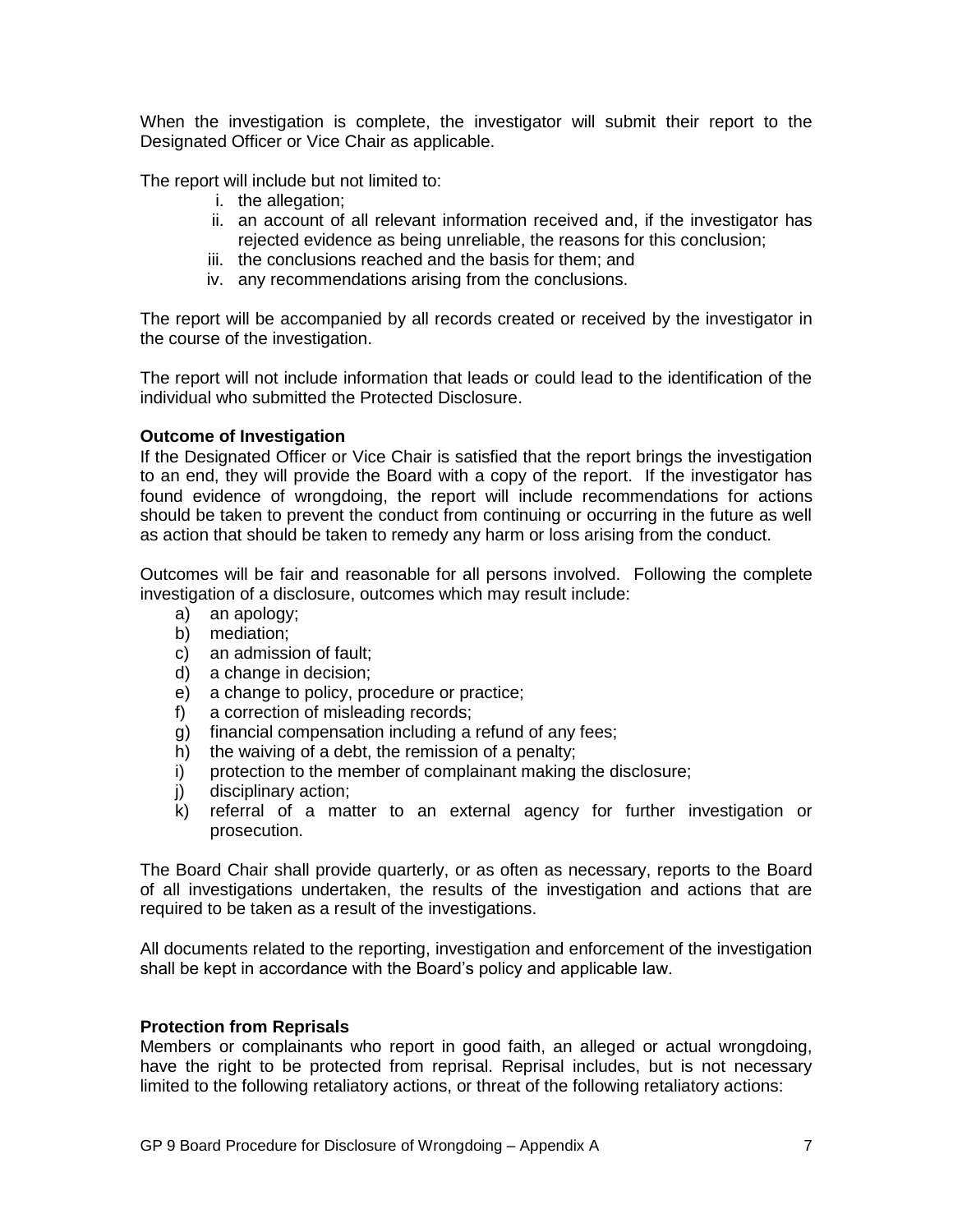When the investigation is complete, the investigator will submit their report to the Designated Officer or Vice Chair as applicable.

The report will include but not limited to:

i. the allegation;
ii. an account of all relevant information received and, if the investigator has rejected evidence as being unreliable, the reasons for this conclusion;
iii. the conclusions reached and the basis for them; and
iv. any recommendations arising from the conclusions.

The report will be accompanied by all records created or received by the investigator in the course of the investigation.

The report will not include information that leads or could lead to the identification of the individual who submitted the Protected Disclosure.

**Outcome of Investigation**

If the Designated Officer or Vice Chair is satisfied that the report brings the investigation to an end, they will provide the Board with a copy of the report. If the investigator has found evidence of wrongdoing, the report will include recommendations for actions should be taken to prevent the conduct from continuing or occurring in the future as well as action that should be taken to remedy any harm or loss arising from the conduct.

Outcomes will be fair and reasonable for all persons involved. Following the complete investigation of a disclosure, outcomes which may result include:

a) an apology;
b) mediation;
c) an admission of fault;
d) a change in decision;
e) a change to policy, procedure or practice;
f) a correction of misleading records;
g) financial compensation including a refund of any fees;
h) the waiving of a debt, the remission of a penalty;
i) protection to the member of complainant making the disclosure;
j) disciplinary action;
k) referral of a matter to an external agency for further investigation or prosecution.

The Board Chair shall provide quarterly, or as often as necessary, reports to the Board of all investigations undertaken, the results of the investigation and actions that are required to be taken as a result of the investigations.

All documents related to the reporting, investigation and enforcement of the investigation shall be kept in accordance with the Board's policy and applicable law.

**Protection from Reprisals**

Members or complainants who report in good faith, an alleged or actual wrongdoing, have the right to be protected from reprisal. Reprisal includes, but is not necessary limited to the following retaliatory actions, or threat of the following retaliatory actions: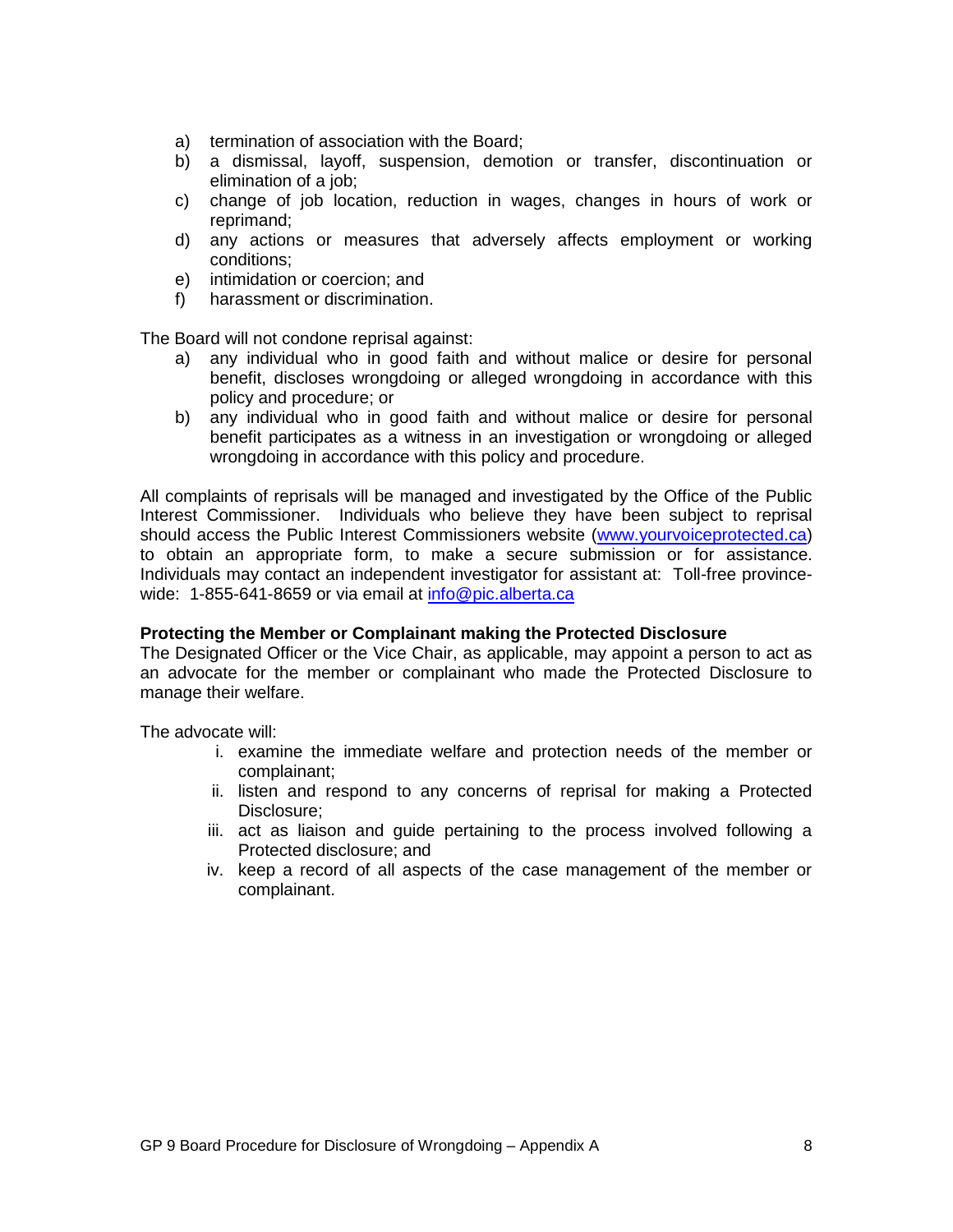a) termination of association with the Board;
b) a dismissal, layoff, suspension, demotion or transfer, discontinuation or elimination of a job;
c) change of job location, reduction in wages, changes in hours of work or reprimand;
d) any actions or measures that adversely affects employment or working conditions;
e) intimidation or coercion; and
f) harassment or discrimination.

The Board will not condone reprisal against:

a) any individual who in good faith and without malice or desire for personal benefit, discloses wrongdoing or alleged wrongdoing in accordance with this policy and procedure; or
b) any individual who in good faith and without malice or desire for personal benefit participates as a witness in an investigation or wrongdoing or alleged wrongdoing in accordance with this policy and procedure.

All complaints of reprisals will be managed and investigated by the Office of the Public Interest Commissioner. Individuals who believe they have been subject to reprisal should access the Public Interest Commissioners website ([www.yourvoiceprotected.ca](http://www.yourvoiceprotected.ca)) to obtain an appropriate form, to make a secure submission or for assistance. Individuals may contact an independent investigator for assistant at: Toll-free province-wide: 1-855-641-8659 or via email at [info@pic.alberta.ca](mailto:info@pic.alberta.ca)

**Protecting the Member or Complainant making the Protected Disclosure**

The Designated Officer or the Vice Chair, as applicable, may appoint a person to act as an advocate for the member or complainant who made the Protected Disclosure to manage their welfare.

The advocate will:

i. examine the immediate welfare and protection needs of the member or complainant;
ii. listen and respond to any concerns of reprisal for making a Protected Disclosure;
iii. act as liaison and guide pertaining to the process involved following a Protected disclosure; and
iv. keep a record of all aspects of the case management of the member or complainant.